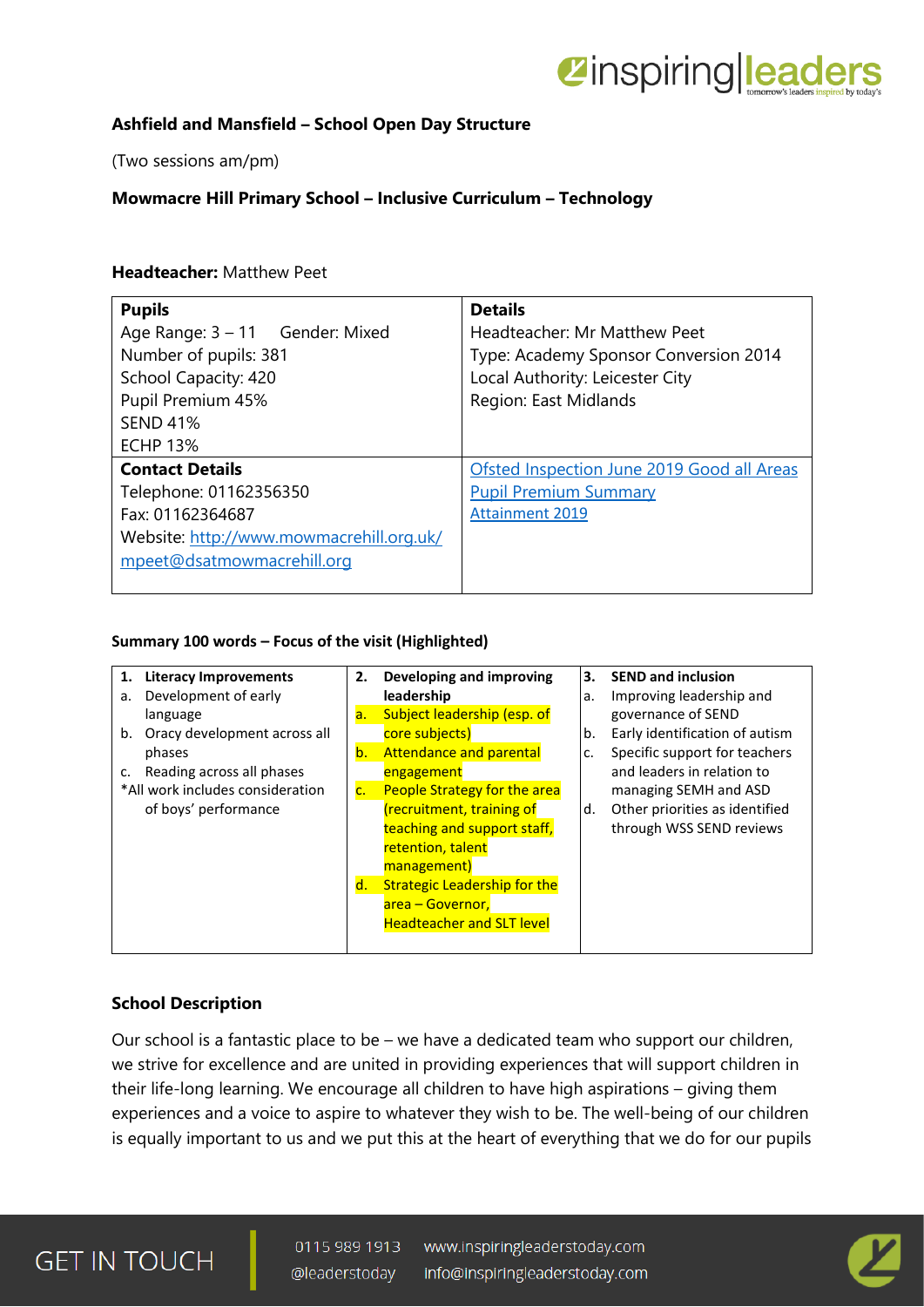**Ashfield and Mansfield – School Open Day Structure**

(Two sessions am/pm)

**Mowmacre Hill Primary School – Inclusive Curriculum – Technology**

**Headteacher:** Matthew Peet

| **Pupils** | **Details** |
|---|---|
| Age Range: 3 – 11 Gender: Mixed<br>Number of pupils: 381<br>School Capacity: 420<br>Pupil Premium 45%<br>SEND 41%<br>ECHP 13% | Headteacher: Mr Matthew Peet<br>Type: Academy Sponsor Conversion 2014<br>Local Authority: Leicester City<br>Region: East Midlands |
| **Contact Details**<br>Telephone: 01162356350<br>Fax: 01162364687<br>Website: http://www.mowmacrehill.org.uk/<br>mpeet@dsatmowmacrehill.org | Ofsted Inspection June 2019 Good all Areas<br>Pupil Premium Summary<br>Attainment 2019 |

**Summary 100 words – Focus of the visit (Highlighted)**

| **1. Literacy Improvements** | **2. Developing and improving leadership** | **3. SEND and inclusion** |
|---|---|---|
| a. Development of early language<br>b. Oracy development across all phases<br>c. Reading across all phases<br>*All work includes consideration of boys' performance | a. Subject leadership (esp. of core subjects)<br>b. Attendance and parental engagement<br>c. People Strategy for the area (recruitment, training of teaching and support staff, retention, talent management)<br>d. Strategic Leadership for the area – Governor, Headteacher and SLT level | a. Improving leadership and governance of SEND<br>b. Early identification of autism<br>c. Specific support for teachers and leaders in relation to managing SEMH and ASD<br>d. Other priorities as identified through WSS SEND reviews |

**School Description**

Our school is a fantastic place to be – we have a dedicated team who support our children, we strive for excellence and are united in providing experiences that will support children in their life-long learning. We encourage all children to have high aspirations – giving them experiences and a voice to aspire to whatever they wish to be. The well-being of our children is equally important to us and we put this at the heart of everything that we do for our pupils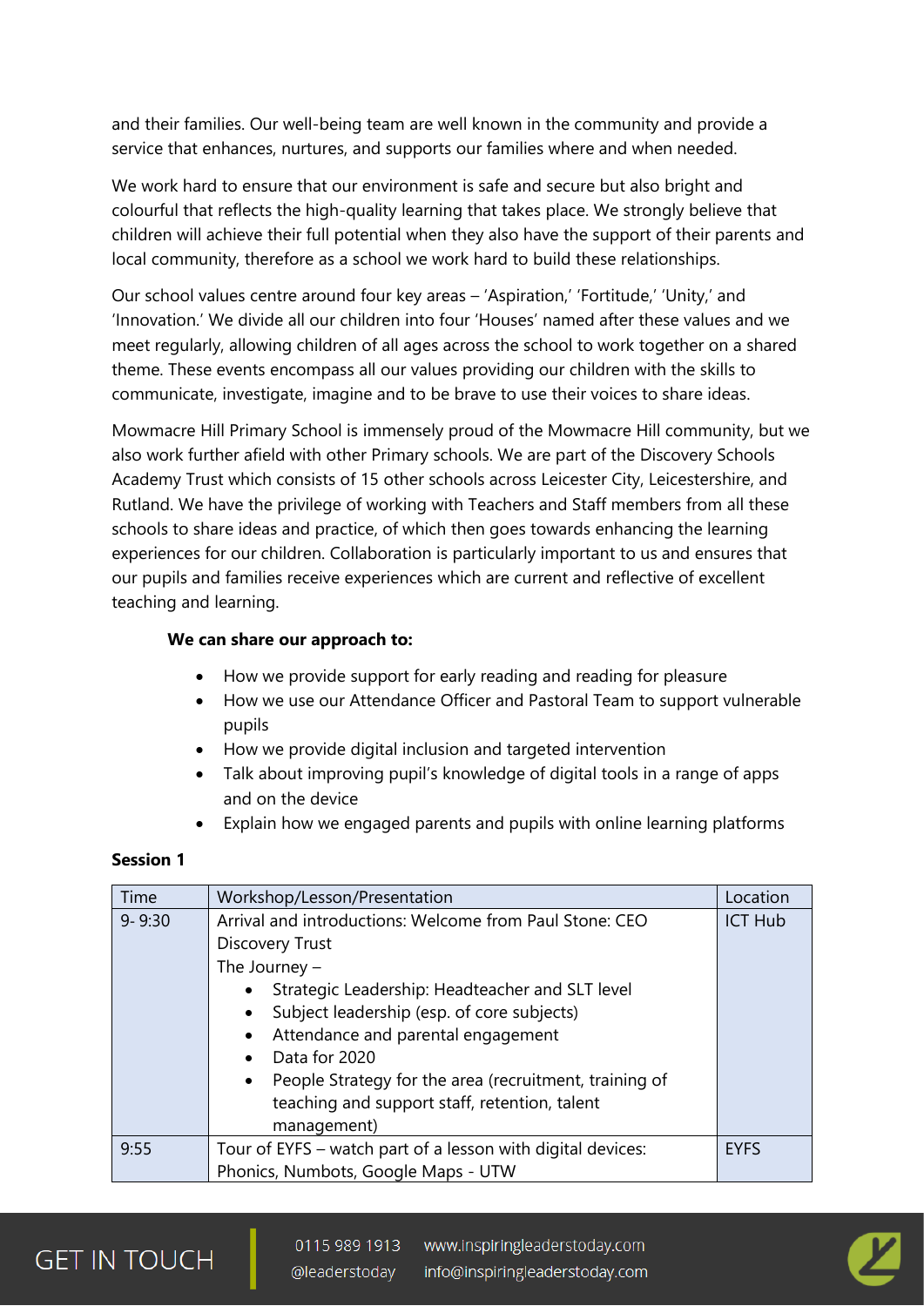and their families. Our well-being team are well known in the community and provide a service that enhances, nurtures, and supports our families where and when needed.

We work hard to ensure that our environment is safe and secure but also bright and colourful that reflects the high-quality learning that takes place. We strongly believe that children will achieve their full potential when they also have the support of their parents and local community, therefore as a school we work hard to build these relationships.

Our school values centre around four key areas – 'Aspiration,' 'Fortitude,' 'Unity,' and 'Innovation.' We divide all our children into four 'Houses' named after these values and we meet regularly, allowing children of all ages across the school to work together on a shared theme. These events encompass all our values providing our children with the skills to communicate, investigate, imagine and to be brave to use their voices to share ideas.

Mowmacre Hill Primary School is immensely proud of the Mowmacre Hill community, but we also work further afield with other Primary schools. We are part of the Discovery Schools Academy Trust which consists of 15 other schools across Leicester City, Leicestershire, and Rutland. We have the privilege of working with Teachers and Staff members from all these schools to share ideas and practice, of which then goes towards enhancing the learning experiences for our children. Collaboration is particularly important to us and ensures that our pupils and families receive experiences which are current and reflective of excellent teaching and learning.

**We can share our approach to:**

- How we provide support for early reading and reading for pleasure
- How we use our Attendance Officer and Pastoral Team to support vulnerable pupils
- How we provide digital inclusion and targeted intervention
- Talk about improving pupil's knowledge of digital tools in a range of apps and on the device
- Explain how we engaged parents and pupils with online learning platforms

**Session 1**

| Time | Workshop/Lesson/Presentation | Location |
|---|---|---|
| 9- 9:30 | Arrival and introductions: Welcome from Paul Stone: CEO Discovery Trust<br>The Journey –<br>• Strategic Leadership: Headteacher and SLT level<br>• Subject leadership (esp. of core subjects)<br>• Attendance and parental engagement<br>• Data for 2020<br>• People Strategy for the area (recruitment, training of teaching and support staff, retention, talent management) | ICT Hub |
| 9:55 | Tour of EYFS – watch part of a lesson with digital devices: Phonics, Numbots, Google Maps - UTW | EYFS |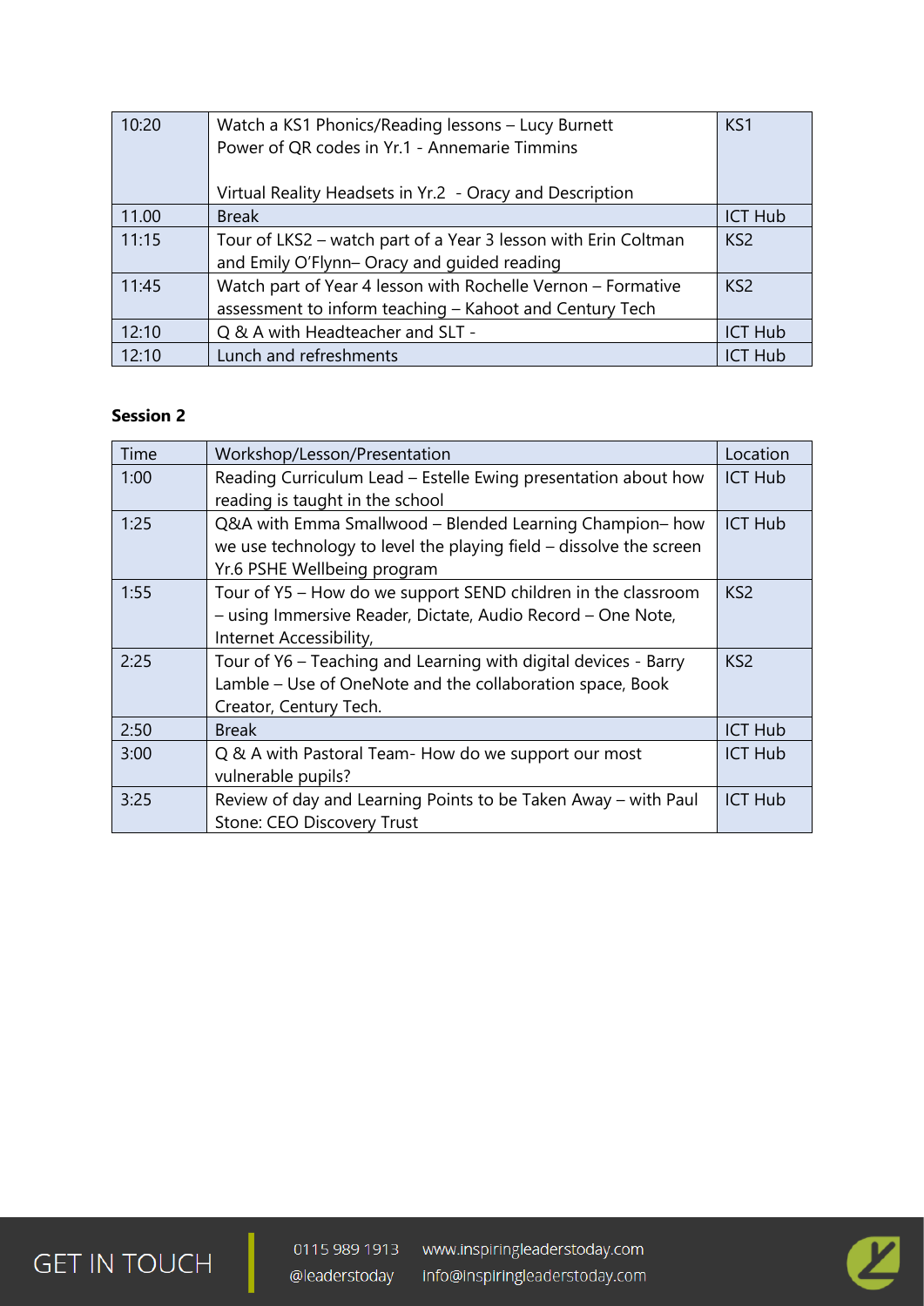| | | |
|---|---|---|
| 10:20 | Watch a KS1 Phonics/Reading lessons – Lucy Burnett<br>Power of QR codes in Yr.1 - Annemarie Timmins<br><br>Virtual Reality Headsets in Yr.2 - Oracy and Description | KS1 |
| 11.00 | Break | ICT Hub |
| 11:15 | Tour of LKS2 – watch part of a Year 3 lesson with Erin Coltman and Emily O'Flynn– Oracy and guided reading | KS2 |
| 11:45 | Watch part of Year 4 lesson with Rochelle Vernon – Formative assessment to inform teaching – Kahoot and Century Tech | KS2 |
| 12:10 | Q & A with Headteacher and SLT - | ICT Hub |
| 12:10 | Lunch and refreshments | ICT Hub |

**Session 2**

| Time | Workshop/Lesson/Presentation | Location |
|---|---|---|
| 1:00 | Reading Curriculum Lead – Estelle Ewing presentation about how reading is taught in the school | ICT Hub |
| 1:25 | Q&A with Emma Smallwood – Blended Learning Champion– how we use technology to level the playing field – dissolve the screen Yr.6 PSHE Wellbeing program | ICT Hub |
| 1:55 | Tour of Y5 – How do we support SEND children in the classroom – using Immersive Reader, Dictate, Audio Record – One Note, Internet Accessibility, | KS2 |
| 2:25 | Tour of Y6 – Teaching and Learning with digital devices - Barry Lamble – Use of OneNote and the collaboration space, Book Creator, Century Tech. | KS2 |
| 2:50 | Break | ICT Hub |
| 3:00 | Q & A with Pastoral Team- How do we support our most vulnerable pupils? | ICT Hub |
| 3:25 | Review of day and Learning Points to be Taken Away – with Paul Stone: CEO Discovery Trust | ICT Hub |

GET IN TOUCH

0115 989 1913 www.inspiringleaderstoday.com
@leaderstoday info@inspiringleaderstoday.com